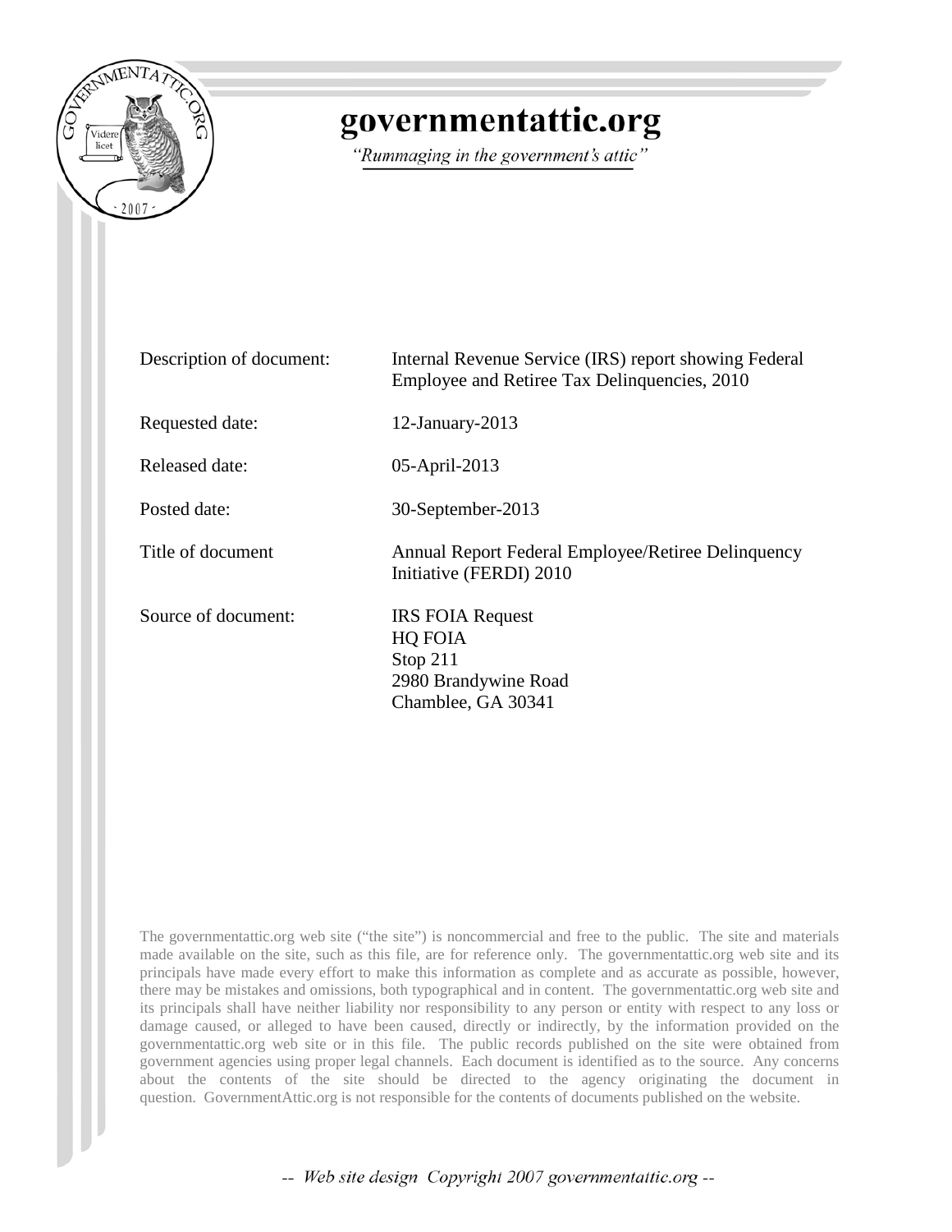# governmentattic.org

*"Rummaging in the government's attic"*

| | |
|---|---|
| Description of document: | Internal Revenue Service (IRS) report showing Federal Employee and Retiree Tax Delinquencies, 2010 |
| Requested date: | 12-January-2013 |
| Released date: | 05-April-2013 |
| Posted date: | 30-September-2013 |
| Title of document | Annual Report Federal Employee/Retiree Delinquency Initiative (FERDI) 2010 |
| Source of document: | IRS FOIA Request<br>HQ FOIA<br>Stop 211<br>2980 Brandywine Road<br>Chamblee, GA 30341 |

The governmentattic.org web site ("the site") is noncommercial and free to the public. The site and materials made available on the site, such as this file, are for reference only. The governmentattic.org web site and its principals have made every effort to make this information as complete and as accurate as possible, however, there may be mistakes and omissions, both typographical and in content. The governmentattic.org web site and its principals shall have neither liability nor responsibility to any person or entity with respect to any loss or damage caused, or alleged to have been caused, directly or indirectly, by the information provided on the governmentattic.org web site or in this file. The public records published on the site were obtained from government agencies using proper legal channels. Each document is identified as to the source. Any concerns about the contents of the site should be directed to the agency originating the document in question. GovernmentAttic.org is not responsible for the contents of documents published on the website.

-- Web site design Copyright 2007 governmentattic.org --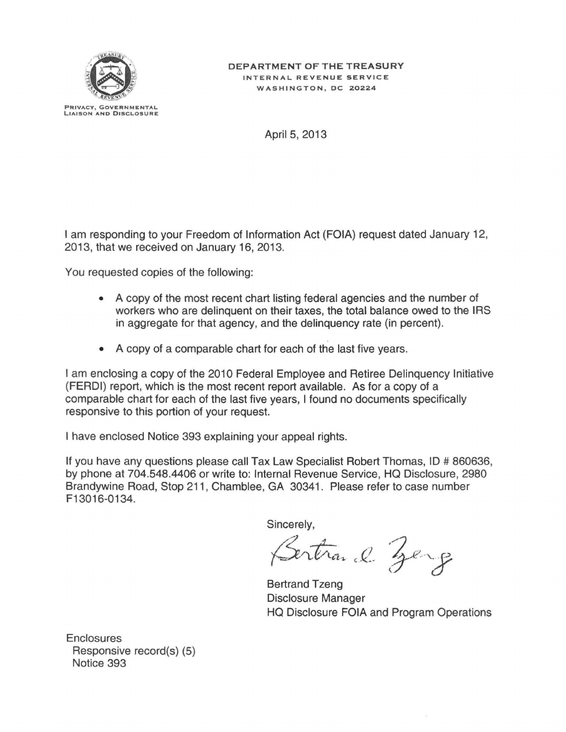PRIVACY, GOVERNMENTAL LIAISON AND DISCLOSURE

**DEPARTMENT OF THE TREASURY**
INTERNAL REVENUE SERVICE
WASHINGTON, DC 20224

April 5, 2013

I am responding to your Freedom of Information Act (FOIA) request dated January 12, 2013, that we received on January 16, 2013.

You requested copies of the following:

- A copy of the most recent chart listing federal agencies and the number of workers who are delinquent on their taxes, the total balance owed to the IRS in aggregate for that agency, and the delinquency rate (in percent).
- A copy of a comparable chart for each of the last five years.

I am enclosing a copy of the 2010 Federal Employee and Retiree Delinquency Initiative (FERDI) report, which is the most recent report available. As for a copy of a comparable chart for each of the last five years, I found no documents specifically responsive to this portion of your request.

I have enclosed Notice 393 explaining your appeal rights.

If you have any questions please call Tax Law Specialist Robert Thomas, ID # 860636, by phone at 704.548.4406 or write to: Internal Revenue Service, HQ Disclosure, 2980 Brandywine Road, Stop 211, Chamblee, GA 30341. Please refer to case number F13016-0134.

Sincerely,

Bertrand Tzeng
Disclosure Manager
HQ Disclosure FOIA and Program Operations

Enclosures
Responsive record(s) (5)
Notice 393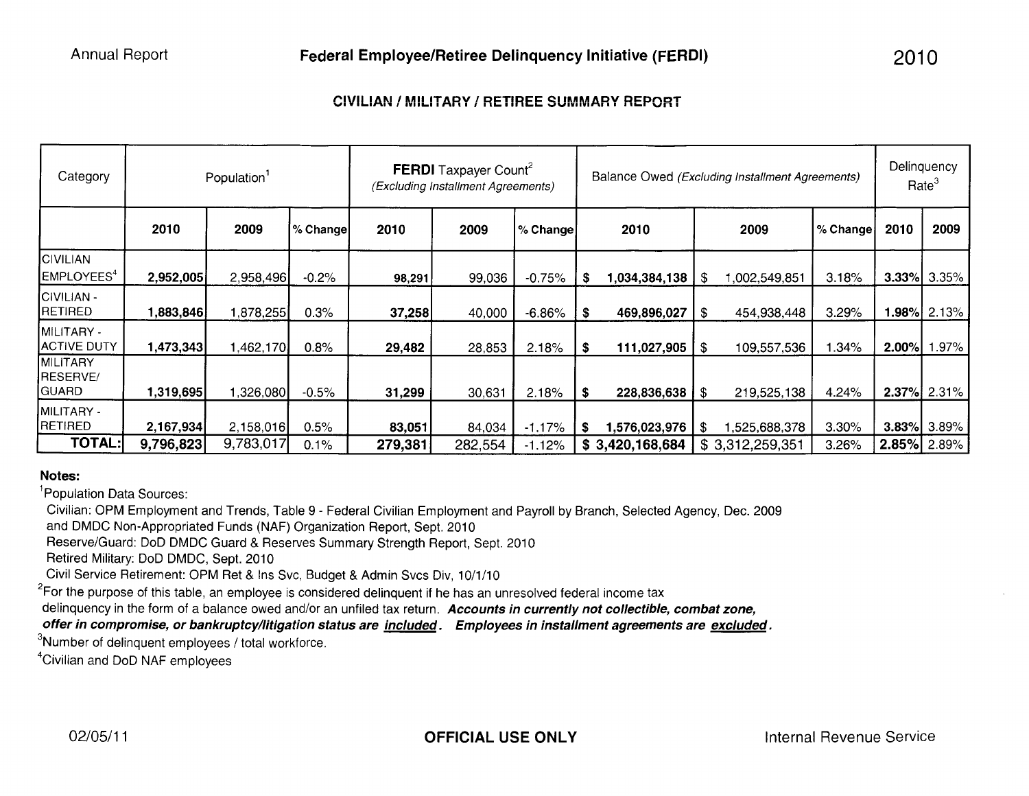Annual Report **Federal Employee/Retiree Delinquency Initiative (FERDI)** 2010

## CIVILIAN / MILITARY / RETIREE SUMMARY REPORT

| Category | Population[1] | | | **FERDI** Taxpayer Count[2] *(Excluding Installment Agreements)* | | | Balance Owed *(Excluding Installment Agreements)* | | | Delinquency Rate[3] | |
|---|---|---|---|---|---|---|---|---|---|---|---|
| | **2010** | **2009** | **% Change** | **2010** | **2009** | **% Change** | **2010** | **2009** | **% Change** | **2010** | **2009** |
| CIVILIAN EMPLOYEES[4] | **2,952,005** | 2,958,496 | -0.2% | **98,291** | 99,036 | -0.75% | **$ 1,034,384,138** | $ 1,002,549,851 | 3.18% | **3.33%** | 3.35% |
| CIVILIAN - RETIRED | **1,883,846** | 1,878,255 | 0.3% | **37,258** | 40,000 | -6.86% | **$ 469,896,027** | $ 454,938,448 | 3.29% | **1.98%** | 2.13% |
| MILITARY - ACTIVE DUTY | **1,473,343** | 1,462,170 | 0.8% | **29,482** | 28,853 | 2.18% | **$ 111,027,905** | $ 109,557,536 | 1.34% | **2.00%** | 1.97% |
| MILITARY RESERVE/ GUARD | **1,319,695** | 1,326,080 | -0.5% | **31,299** | 30,631 | 2.18% | **$ 228,836,638** | $ 219,525,138 | 4.24% | **2.37%** | 2.31% |
| MILITARY - RETIRED | **2,167,934** | 2,158,016 | 0.5% | **83,051** | 84,034 | -1.17% | **$ 1,576,023,976** | $ 1,525,688,378 | 3.30% | **3.83%** | 3.89% |
| **TOTAL:** | **9,796,823** | 9,783,017 | 0.1% | **279,381** | 282,554 | -1.12% | **$ 3,420,168,684** | $ 3,312,259,351 | 3.26% | **2.85%** | 2.89% |

**Notes:**

[1] Population Data Sources:

Civilian: OPM Employment and Trends, Table 9 - Federal Civilian Employment and Payroll by Branch, Selected Agency, Dec. 2009 and DMDC Non-Appropriated Funds (NAF) Organization Report, Sept. 2010

Reserve/Guard: DoD DMDC Guard & Reserves Summary Strength Report, Sept. 2010

Retired Military: DoD DMDC, Sept. 2010

Civil Service Retirement: OPM Ret & Ins Svc, Budget & Admin Svcs Div, 10/1/10

[2] For the purpose of this table, an employee is considered delinquent if he has an unresolved federal income tax delinquency in the form of a balance owed and/or an unfiled tax return. ***Accounts in currently not collectible, combat zone, offer in compromise, or bankruptcy/litigation status are included. Employees in installment agreements are excluded.***

[3] Number of delinquent employees / total workforce.

[4] Civilian and DoD NAF employees

02/05/11 **OFFICIAL USE ONLY** Internal Revenue Service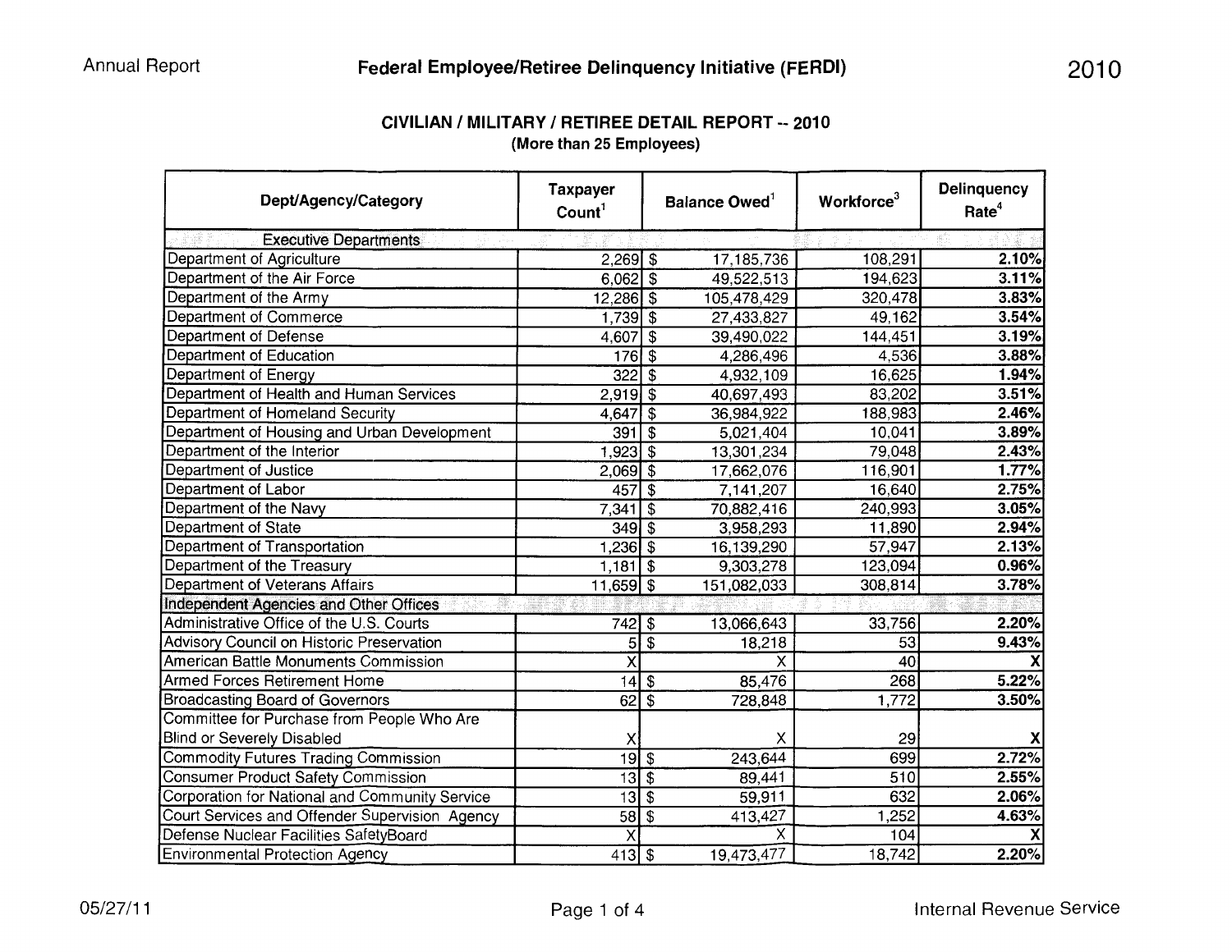# Federal Employee/Retiree Delinquency Initiative (FERDI)

## CIVILIAN / MILITARY / RETIREE DETAIL REPORT -- 2010
(More than 25 Employees)

| Dept/Agency/Category | Taxpayer Count[1] | Balance Owed[1] | Workforce[3] | Delinquency Rate[4] |
|---|---|---|---|---|
| **Executive Departments** | | | | |
| Department of Agriculture | 2,269 | $ 17,185,736 | 108,291 | 2.10% |
| Department of the Air Force | 6,062 | $ 49,522,513 | 194,623 | 3.11% |
| Department of the Army | 12,286 | $ 105,478,429 | 320,478 | 3.83% |
| Department of Commerce | 1,739 | $ 27,433,827 | 49,162 | 3.54% |
| Department of Defense | 4,607 | $ 39,490,022 | 144,451 | 3.19% |
| Department of Education | 176 | $ 4,286,496 | 4,536 | 3.88% |
| Department of Energy | 322 | $ 4,932,109 | 16,625 | 1.94% |
| Department of Health and Human Services | 2,919 | $ 40,697,493 | 83,202 | 3.51% |
| Department of Homeland Security | 4,647 | $ 36,984,922 | 188,983 | 2.46% |
| Department of Housing and Urban Development | 391 | $ 5,021,404 | 10,041 | 3.89% |
| Department of the Interior | 1,923 | $ 13,301,234 | 79,048 | 2.43% |
| Department of Justice | 2,069 | $ 17,662,076 | 116,901 | 1.77% |
| Department of Labor | 457 | $ 7,141,207 | 16,640 | 2.75% |
| Department of the Navy | 7,341 | $ 70,882,416 | 240,993 | 3.05% |
| Department of State | 349 | $ 3,958,293 | 11,890 | 2.94% |
| Department of Transportation | 1,236 | $ 16,139,290 | 57,947 | 2.13% |
| Department of the Treasury | 1,181 | $ 9,303,278 | 123,094 | 0.96% |
| Department of Veterans Affairs | 11,659 | $ 151,082,033 | 308,814 | 3.78% |
| **Independent Agencies and Other Offices** | | | | |
| Administrative Office of the U.S. Courts | 742 | $ 13,066,643 | 33,756 | 2.20% |
| Advisory Council on Historic Preservation | 5 | $ 18,218 | 53 | 9.43% |
| American Battle Monuments Commission | X | X | 40 | X |
| Armed Forces Retirement Home | 14 | $ 85,476 | 268 | 5.22% |
| Broadcasting Board of Governors | 62 | $ 728,848 | 1,772 | 3.50% |
| Committee for Purchase from People Who Are Blind or Severely Disabled | X | X | 29 | X |
| Commodity Futures Trading Commission | 19 | $ 243,644 | 699 | 2.72% |
| Consumer Product Safety Commission | 13 | $ 89,441 | 510 | 2.55% |
| Corporation for National and Community Service | 13 | $ 59,911 | 632 | 2.06% |
| Court Services and Offender Supervision Agency | 58 | $ 413,427 | 1,252 | 4.63% |
| Defense Nuclear Facilities SafetyBoard | X | X | 104 | X |
| Environmental Protection Agency | 413 | $ 19,473,477 | 18,742 | 2.20% |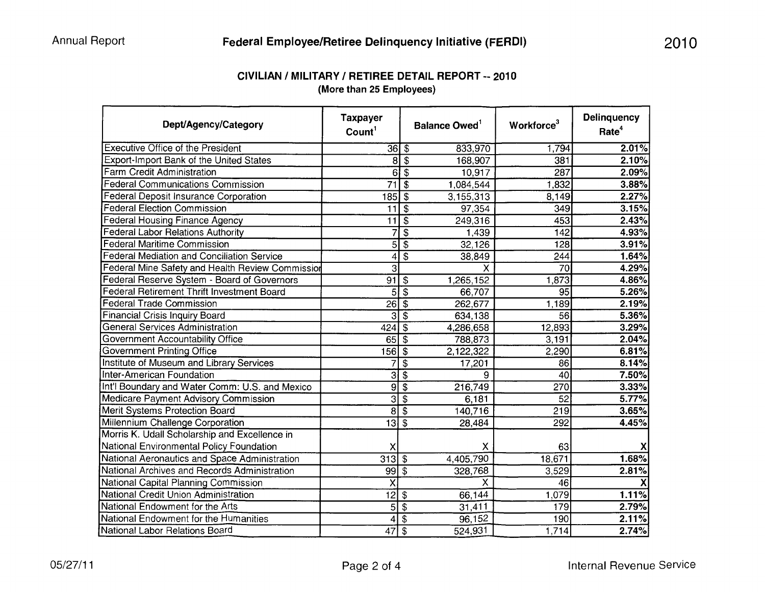## CIVILIAN / MILITARY / RETIREE DETAIL REPORT -- 2010

(More than 25 Employees)

| Dept/Agency/Category | Taxpayer Count[1] | Balance Owed[1] | Workforce[3] | Delinquency Rate[4] |
|---|---|---|---|---|
| Executive Office of the President | 36 | $ 833,970 | 1,794 | 2.01% |
| Export-Import Bank of the United States | 8 | $ 168,907 | 381 | 2.10% |
| Farm Credit Administration | 6 | $ 10,917 | 287 | 2.09% |
| Federal Communications Commission | 71 | $ 1,084,544 | 1,832 | 3.88% |
| Federal Deposit Insurance Corporation | 185 | $ 3,155,313 | 8,149 | 2.27% |
| Federal Election Commission | 11 | $ 97,354 | 349 | 3.15% |
| Federal Housing Finance Agency | 11 | $ 249,316 | 453 | 2.43% |
| Federal Labor Relations Authority | 7 | $ 1,439 | 142 | 4.93% |
| Federal Maritime Commission | 5 | $ 32,126 | 128 | 3.91% |
| Federal Mediation and Conciliation Service | 4 | $ 38,849 | 244 | 1.64% |
| Federal Mine Safety and Health Review Commission | 3 | X | 70 | 4.29% |
| Federal Reserve System - Board of Governors | 91 | $ 1,265,152 | 1,873 | 4.86% |
| Federal Retirement Thrift Investment Board | 5 | $ 66,707 | 95 | 5.26% |
| Federal Trade Commission | 26 | $ 262,677 | 1,189 | 2.19% |
| Financial Crisis Inquiry Board | 3 | $ 634,138 | 56 | 5.36% |
| General Services Administration | 424 | $ 4,286,658 | 12,893 | 3.29% |
| Government Accountability Office | 65 | $ 788,873 | 3,191 | 2.04% |
| Government Printing Office | 156 | $ 2,122,322 | 2,290 | 6.81% |
| Institute of Museum and Library Services | 7 | $ 17,201 | 86 | 8.14% |
| Inter-American Foundation | 3 | $ 9 | 40 | 7.50% |
| Int'l Boundary and Water Comm: U.S. and Mexico | 9 | $ 216,749 | 270 | 3.33% |
| Medicare Payment Advisory Commission | 3 | $ 6,181 | 52 | 5.77% |
| Merit Systems Protection Board | 8 | $ 140,716 | 219 | 3.65% |
| Millennium Challenge Corporation | 13 | $ 28,484 | 292 | 4.45% |
| Morris K. Udall Scholarship and Excellence in National Environmental Policy Foundation | X | X | 63 | X |
| National Aeronautics and Space Administration | 313 | $ 4,405,790 | 18,671 | 1.68% |
| National Archives and Records Administration | 99 | $ 328,768 | 3,529 | 2.81% |
| National Capital Planning Commission | X | X | 46 | X |
| National Credit Union Administration | 12 | $ 66,144 | 1,079 | 1.11% |
| National Endowment for the Arts | 5 | $ 31,411 | 179 | 2.79% |
| National Endowment for the Humanities | 4 | $ 96,152 | 190 | 2.11% |
| National Labor Relations Board | 47 | $ 524,931 | 1,714 | 2.74% |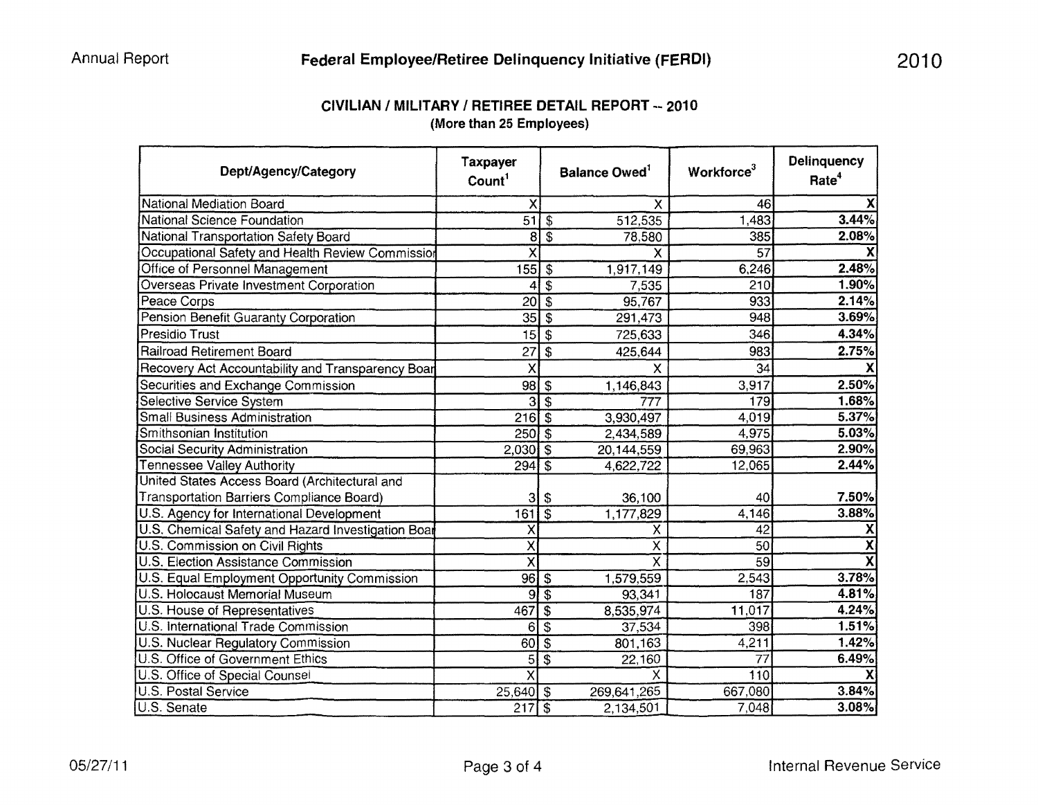### CIVILIAN / MILITARY / RETIREE DETAIL REPORT -- 2010
#### (More than 25 Employees)

| Dept/Agency/Category | Taxpayer Count[1] | Balance Owed[1] | Workforce[3] | Delinquency Rate[4] |
|---|---|---|---|---|
| National Mediation Board | X | X | 46 | X |
| National Science Foundation | 51 | $ 512,535 | 1,483 | 3.44% |
| National Transportation Safety Board | 8 | $ 78,580 | 385 | 2.08% |
| Occupational Safety and Health Review Commissio | X | X | 57 | X |
| Office of Personnel Management | 155 | $ 1,917,149 | 6,246 | 2.48% |
| Overseas Private Investment Corporation | 4 | $ 7,535 | 210 | 1.90% |
| Peace Corps | 20 | $ 95,767 | 933 | 2.14% |
| Pension Benefit Guaranty Corporation | 35 | $ 291,473 | 948 | 3.69% |
| Presidio Trust | 15 | $ 725,633 | 346 | 4.34% |
| Railroad Retirement Board | 27 | $ 425,644 | 983 | 2.75% |
| Recovery Act Accountability and Transparency Boar | X | X | 34 | X |
| Securities and Exchange Commission | 98 | $ 1,146,843 | 3,917 | 2.50% |
| Selective Service System | 3 | $ 777 | 179 | 1.68% |
| Small Business Administration | 216 | $ 3,930,497 | 4,019 | 5.37% |
| Smithsonian Institution | 250 | $ 2,434,589 | 4,975 | 5.03% |
| Social Security Administration | 2,030 | $ 20,144,559 | 69,963 | 2.90% |
| Tennessee Valley Authority | 294 | $ 4,622,722 | 12,065 | 2.44% |
| United States Access Board (Architectural and Transportation Barriers Compliance Board) | 3 | $ 36,100 | 40 | 7.50% |
| U.S. Agency for International Development | 161 | $ 1,177,829 | 4,146 | 3.88% |
| U.S. Chemical Safety and Hazard Investigation Boar | X | X | 42 | X |
| U.S. Commission on Civil Rights | X | X | 50 | X |
| U.S. Election Assistance Commission | X | X | 59 | X |
| U.S. Equal Employment Opportunity Commission | 96 | $ 1,579,559 | 2,543 | 3.78% |
| U.S. Holocaust Memorial Museum | 9 | $ 93,341 | 187 | 4.81% |
| U.S. House of Representatives | 467 | $ 8,535,974 | 11,017 | 4.24% |
| U.S. International Trade Commission | 6 | $ 37,534 | 398 | 1.51% |
| U.S. Nuclear Regulatory Commission | 60 | $ 801,163 | 4,211 | 1.42% |
| U.S. Office of Government Ethics | 5 | $ 22,160 | 77 | 6.49% |
| U.S. Office of Special Counsel | X | X | 110 | X |
| U.S. Postal Service | 25,640 | $ 269,641,265 | 667,080 | 3.84% |
| U.S. Senate | 217 | $ 2,134,501 | 7,048 | 3.08% |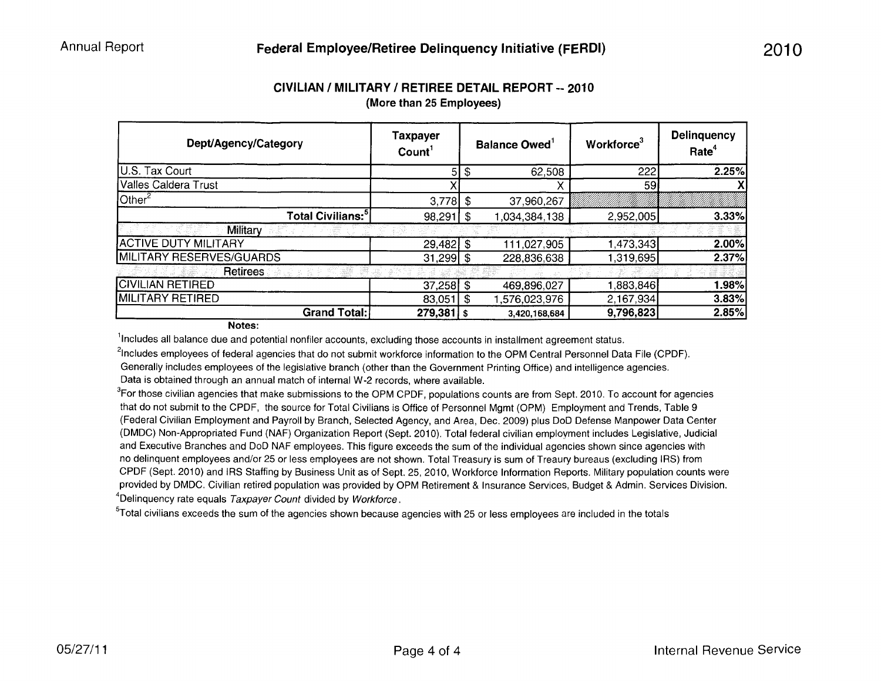## CIVILIAN / MILITARY / RETIREE DETAIL REPORT -- 2010

**(More than 25 Employees)**

| Dept/Agency/Category | Taxpayer Count[1] | Balance Owed[1] | Workforce[3] | Delinquency Rate[4] |
|---|---|---|---|---|
| U.S. Tax Court | 5 | $ 62,508 | 222 | 2.25% |
| Valles Caldera Trust | X | X | 59 | X |
| Other[2] | 3,778 | $ 37,960,267 | | |
| **Total Civilians:[5]** | 98,291 | $ 1,034,384,138 | 2,952,005 | 3.33% |
| Military | | | | |
| ACTIVE DUTY MILITARY | 29,482 | $ 111,027,905 | 1,473,343 | 2.00% |
| MILITARY RESERVES/GUARDS | 31,299 | $ 228,836,638 | 1,319,695 | 2.37% |
| Retirees | | | | |
| CIVILIAN RETIRED | 37,258 | $ 469,896,027 | 1,883,846 | 1.98% |
| MILITARY RETIRED | 83,051 | $ 1,576,023,976 | 2,167,934 | 3.83% |
| **Grand Total:** | **279,381** | **$ 3,420,168,684** | **9,796,823** | **2.85%** |

**Notes:**

[1]Includes all balance due and potential nonfiler accounts, excluding those accounts in installment agreement status.

[2]Includes employees of federal agencies that do not submit workforce information to the OPM Central Personnel Data File (CPDF). Generally includes employees of the legislative branch (other than the Government Printing Office) and intelligence agencies. Data is obtained through an annual match of internal W-2 records, where available.

[3]For those civilian agencies that make submissions to the OPM CPDF, populations counts are from Sept. 2010. To account for agencies that do not submit to the CPDF, the source for Total Civilians is Office of Personnel Mgmt (OPM) Employment and Trends, Table 9 (Federal Civilian Employment and Payroll by Branch, Selected Agency, and Area, Dec. 2009) plus DoD Defense Manpower Data Center (DMDC) Non-Appropriated Fund (NAF) Organization Report (Sept. 2010). Total federal civilian employment includes Legislative, Judicial and Executive Branches and DoD NAF employees. This figure exceeds the sum of the individual agencies shown since agencies with no delinquent employees and/or 25 or less employees are not shown. Total Treasury is sum of Treaury bureaus (excluding IRS) from CPDF (Sept. 2010) and IRS Staffing by Business Unit as of Sept. 25, 2010, Workforce Information Reports. Military population counts were provided by DMDC. Civilian retired population was provided by OPM Retirement & Insurance Services, Budget & Admin. Services Division.

[4]Delinquency rate equals *Taxpayer Count* divided by *Workforce*.

[5]Total civilians exceeds the sum of the agencies shown because agencies with 25 or less employees are included in the totals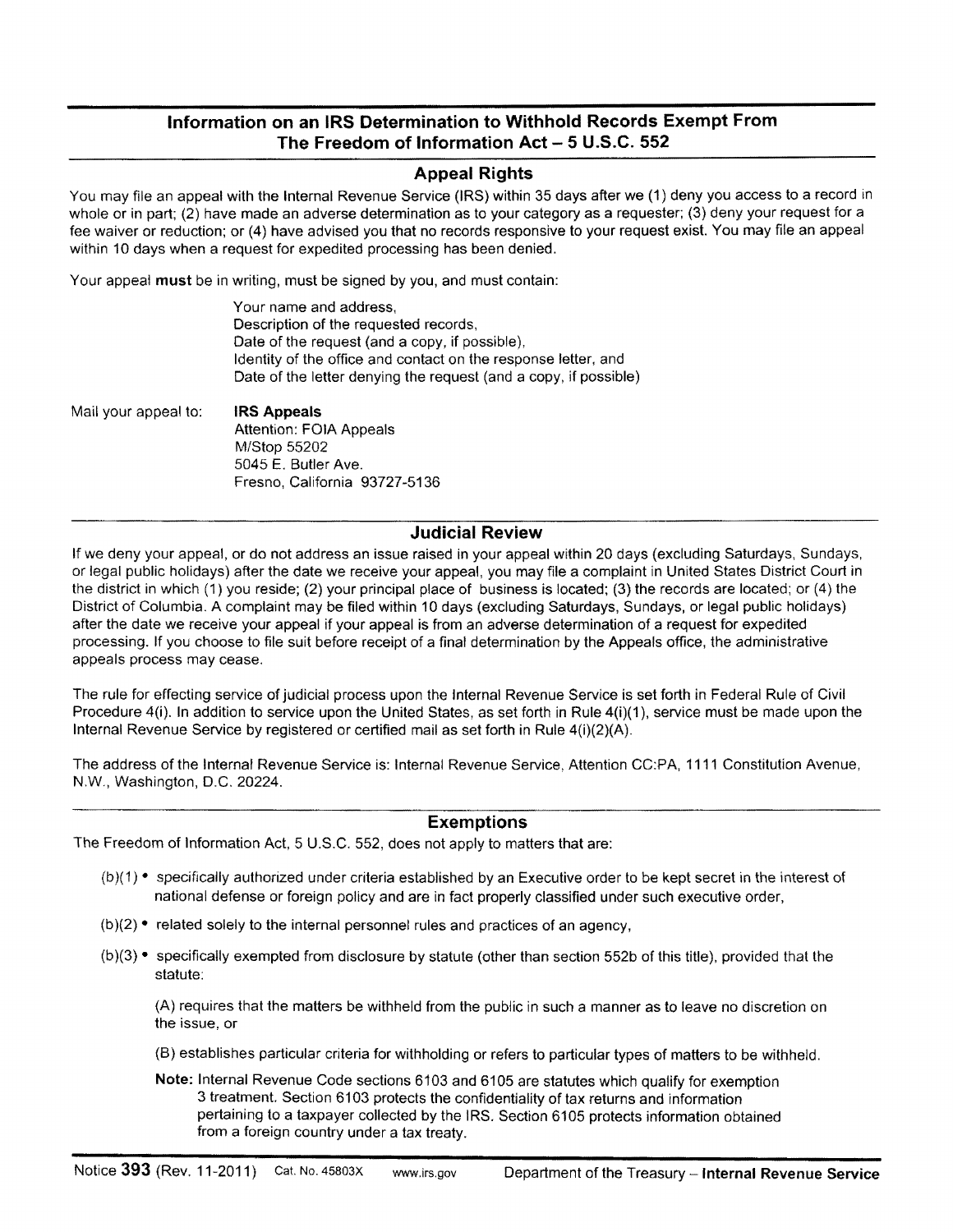## Information on an IRS Determination to Withhold Records Exempt From The Freedom of Information Act – 5 U.S.C. 552

### Appeal Rights

You may file an appeal with the Internal Revenue Service (IRS) within 35 days after we (1) deny you access to a record in whole or in part; (2) have made an adverse determination as to your category as a requester; (3) deny your request for a fee waiver or reduction; or (4) have advised you that no records responsive to your request exist. You may file an appeal within 10 days when a request for expedited processing has been denied.

Your appeal **must** be in writing, must be signed by you, and must contain:

Your name and address,
Description of the requested records,
Date of the request (and a copy, if possible),
Identity of the office and contact on the response letter, and
Date of the letter denying the request (and a copy, if possible)

Mail your appeal to: **IRS Appeals**
Attention: FOIA Appeals
M/Stop 55202
5045 E. Butler Ave.
Fresno, California 93727-5136

### Judicial Review

If we deny your appeal, or do not address an issue raised in your appeal within 20 days (excluding Saturdays, Sundays, or legal public holidays) after the date we receive your appeal, you may file a complaint in United States District Court in the district in which (1) you reside; (2) your principal place of business is located; (3) the records are located; or (4) the District of Columbia. A complaint may be filed within 10 days (excluding Saturdays, Sundays, or legal public holidays) after the date we receive your appeal if your appeal is from an adverse determination of a request for expedited processing. If you choose to file suit before receipt of a final determination by the Appeals office, the administrative appeals process may cease.

The rule for effecting service of judicial process upon the Internal Revenue Service is set forth in Federal Rule of Civil Procedure 4(i). In addition to service upon the United States, as set forth in Rule 4(i)(1), service must be made upon the Internal Revenue Service by registered or certified mail as set forth in Rule 4(i)(2)(A).

The address of the Internal Revenue Service is: Internal Revenue Service, Attention CC:PA, 1111 Constitution Avenue, N.W., Washington, D.C. 20224.

### Exemptions

The Freedom of Information Act, 5 U.S.C. 552, does not apply to matters that are:

(b)(1) • specifically authorized under criteria established by an Executive order to be kept secret in the interest of national defense or foreign policy and are in fact properly classified under such executive order,

(b)(2) • related solely to the internal personnel rules and practices of an agency,

(b)(3) • specifically exempted from disclosure by statute (other than section 552b of this title), provided that the statute:

(A) requires that the matters be withheld from the public in such a manner as to leave no discretion on the issue, or

(B) establishes particular criteria for withholding or refers to particular types of matters to be withheld.

**Note:** Internal Revenue Code sections 6103 and 6105 are statutes which qualify for exemption 3 treatment. Section 6103 protects the confidentiality of tax returns and information pertaining to a taxpayer collected by the IRS. Section 6105 protects information obtained from a foreign country under a tax treaty.

Notice **393** (Rev. 11-2011) Cat. No. 45803X www.irs.gov Department of the Treasury – **Internal Revenue Service**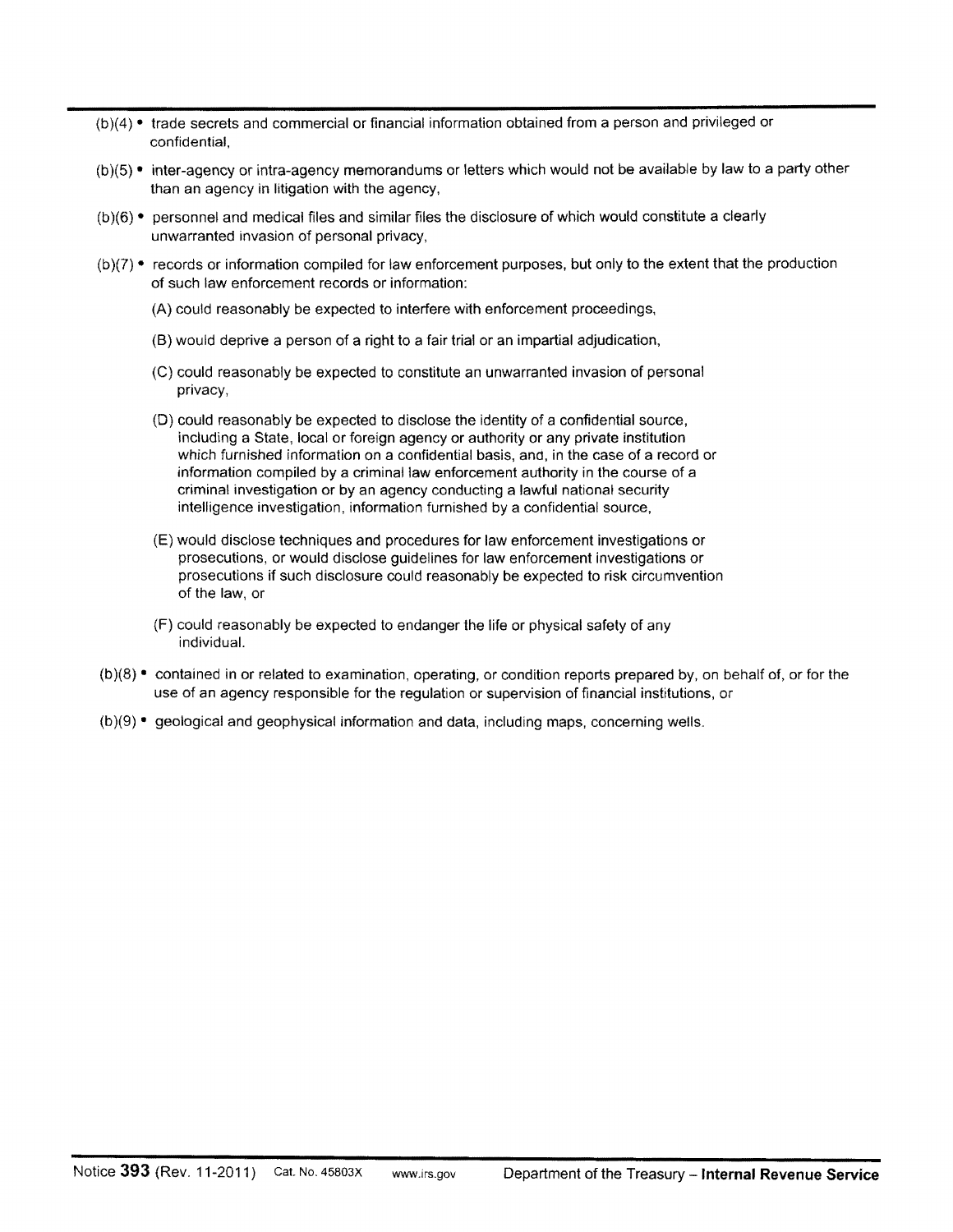- (b)(4) • trade secrets and commercial or financial information obtained from a person and privileged or confidential,
- (b)(5) • inter-agency or intra-agency memorandums or letters which would not be available by law to a party other than an agency in litigation with the agency,
- (b)(6) • personnel and medical files and similar files the disclosure of which would constitute a clearly unwarranted invasion of personal privacy,
- (b)(7) • records or information compiled for law enforcement purposes, but only to the extent that the production of such law enforcement records or information:

  (A) could reasonably be expected to interfere with enforcement proceedings,

  (B) would deprive a person of a right to a fair trial or an impartial adjudication,

  (C) could reasonably be expected to constitute an unwarranted invasion of personal privacy,

  (D) could reasonably be expected to disclose the identity of a confidential source, including a State, local or foreign agency or authority or any private institution which furnished information on a confidential basis, and, in the case of a record or information compiled by a criminal law enforcement authority in the course of a criminal investigation or by an agency conducting a lawful national security intelligence investigation, information furnished by a confidential source,

  (E) would disclose techniques and procedures for law enforcement investigations or prosecutions, or would disclose guidelines for law enforcement investigations or prosecutions if such disclosure could reasonably be expected to risk circumvention of the law, or

  (F) could reasonably be expected to endanger the life or physical safety of any individual.

- (b)(8) • contained in or related to examination, operating, or condition reports prepared by, on behalf of, or for the use of an agency responsible for the regulation or supervision of financial institutions, or
- (b)(9) • geological and geophysical information and data, including maps, concerning wells.

Notice **393** (Rev. 11-2011) Cat. No. 45803X www.irs.gov Department of the Treasury – **Internal Revenue Service**